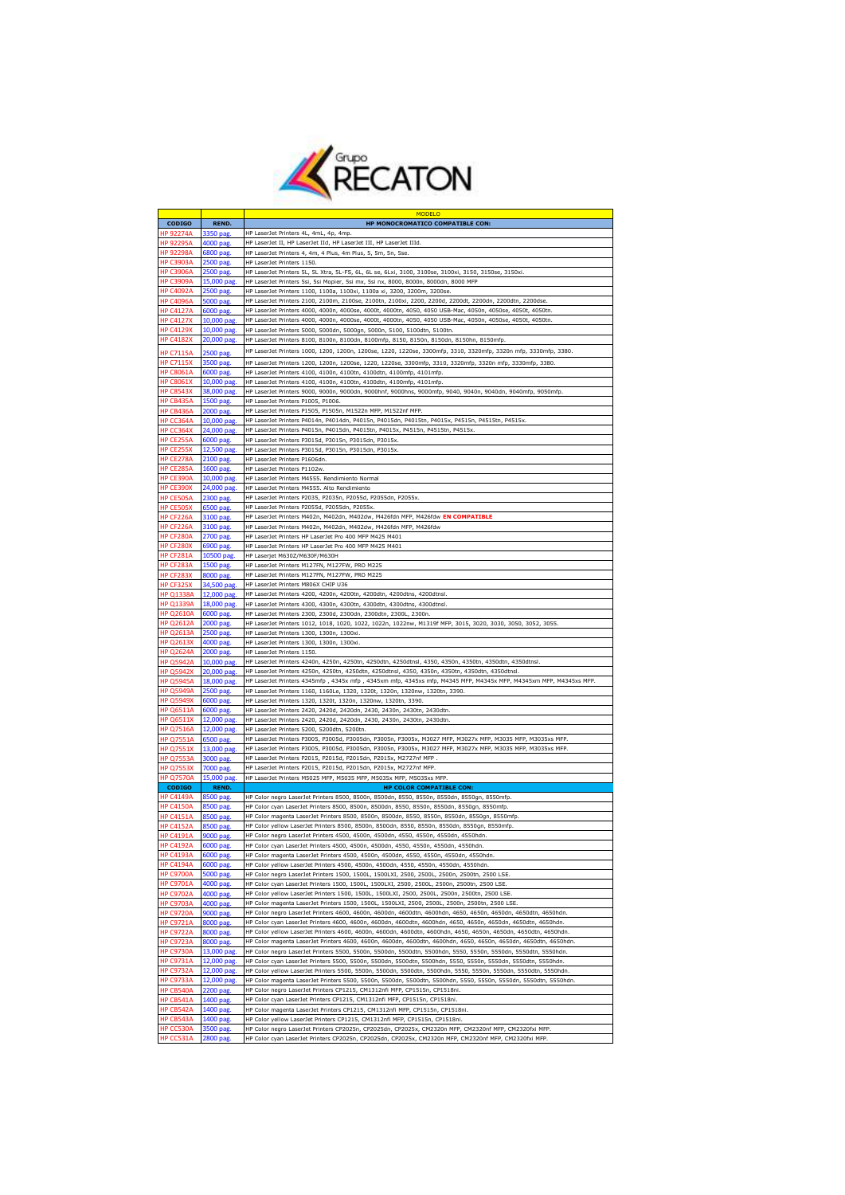Grupo RECATON

| | | MODELO |
|---|---|---|
| **CODIGO** | **REND.** | **HP MONOCROMATICO COMPATIBLE CON:** |
| HP 92274A | 3350 pag. | HP LaserJet Printers 4L, 4mL, 4p, 4mp. |
| HP 92295A | 4000 pag. | HP LaserJet II, HP LaserJet IId, HP LaserJet III, HP LaserJet IIId. |
| HP 92298A | 6800 pag. | HP LaserJet Printers 4, 4m, 4 Plus, 4m Plus, 5, 5m, 5n, 5se. |
| HP C3903A | 2500 pag. | HP LaserJet Printers 1150. |
| HP C3906A | 2500 pag. | HP LaserJet Printers 5L, 5L Xtra, 5L-FS, 6L, 6L se, 6Lxi, 3100, 3100se, 3100xi, 3150, 3150se, 3150xi. |
| HP C3909A | 15,000 pag. | HP LaserJet Printers 5si, 5si Mopier, 5si mx, 5si nx, 8000, 8000n, 8000dn, 8000 MFP |
| HP C4092A | 2500 pag. | HP LaserJet Printers 1100, 1100a, 1100xi, 1100a xi, 3200, 3200m, 3200se. |
| HP C4096A | 5000 pag. | HP LaserJet Printers 2100, 2100m, 2100se, 2100tn, 2100xi, 2200, 2200d, 2200dt, 2200dn, 2200dtn, 2200dse. |
| HP C4127A | 6000 pag. | HP LaserJet Printers 4000, 4000n, 4000se, 4000t, 4000tn, 4050, 4050 USB-Mac, 4050n, 4050se, 4050t, 4050tn. |
| HP C4127X | 10,000 pag. | HP LaserJet Printers 4000, 4000n, 4000se, 4000t, 4000tn, 4050, 4050 USB-Mac, 4050n, 4050se, 4050t, 4050tn. |
| HP C4129X | 10,000 pag. | HP LaserJet Printers 5000, 5000dn, 5000gn, 5000n, 5100, 5100dtn, 5100tn. |
| HP C4182X | 20,000 pag. | HP LaserJet Printers 8100, 8100n, 8100dn, 8100mfp, 8150, 8150n, 8150dn, 8150hn, 8150mfp. |
| HP C7115A | 2500 pag. | HP LaserJet Printers 1000, 1200, 1200n, 1200se, 1220, 1220se, 3300mfp, 3310, 3320mfp, 3320n mfp, 3330mfp, 3380. |
| HP C7115X | 3500 pag. | HP LaserJet Printers 1200, 1200n, 1200se, 1220, 1220se, 3300mfp, 3310, 3320mfp, 3320n mfp, 3330mfp, 3380. |
| HP C8061A | 6000 pag. | HP LaserJet Printers 4100, 4100n, 4100tn, 4100dtn, 4100mfp, 4101mfp. |
| HP C8061X | 10,000 pag. | HP LaserJet Printers 4100, 4100n, 4100tn, 4100dtn, 4100mfp, 4101mfp. |
| HP C8543X | 38,000 pag. | HP LaserJet Printers 9000, 9000n, 9000dn, 9000hnf, 9000hns, 9000mfp, 9040, 9040n, 9040dn, 9040mfp, 9050mfp. |
| HP CB435A | 1500 pag. | HP LaserJet Printers P1005, P1006. |
| HP CB436A | 2000 pag. | HP LaserJet Printers P1505, P1505n, M1522n MFP, M1522nf MFP. |
| HP CC364A | 10,000 pag. | HP LaserJet Printers P4014n, P4014dn, P4015n, P4015dn, P4015tn, P4015x, P4515n, P4515tn, P4515x. |
| HP CC364X | 24,000 pag. | HP LaserJet Printers P4015n, P4015dn, P4015tn, P4015x, P4515n, P4515tn, P4515x. |
| HP CE255A | 6000 pag. | HP LaserJet Printers P3015d, P3015n, P3015dn, P3015x. |
| HP CE255X | 12,500 pag. | HP LaserJet Printers P3015d, P3015n, P3015dn, P3015x. |
| HP CE278A | 2100 pag. | HP LaserJet Printers P1606dn. |
| HP CE285A | 1600 pag. | HP LaserJet Printers P1102w. |
| HP CE390A | 10,000 pag. | HP LaserJet Printers M4555. Rendimiento Normal |
| HP CE390X | 24,000 pag. | HP LaserJet Printers M4555. Alto Rendimiento |
| HP CE505A | 2300 pag. | HP LaserJet Printers P2035, P2035n, P2055d, P2055dn, P2055x. |
| HP CE505X | 6500 pag. | HP LaserJet Printers P2055d, P2055dn, P2055x. |
| HP CF226A | 3100 pag. | HP LaserJet Printers M402n, M402dn, M402dw, M426fdn MFP, M426fdw **EN COMPATIBLE** |
| HP CF226A | 3100 pag. | HP LaserJet Printers M402n, M402dn, M402dw, M426fdn MFP, M426fdw |
| HP CF280A | 2700 pag. | HP LaserJet Printers HP LaserJet Pro 400 MFP M425 M401 |
| HP CF280X | 6900 pag. | HP LaserJet Printers HP LaserJet Pro 400 MFP M425 M401 |
| HP CF281A | 10500 pag. | HP Laserjet M630Z/M630F/M630H |
| HP CF283A | 1500 pag. | HP LaserJet Printers M127FN, M127FW, PRO M225 |
| HP CF283X | 8000 pag. | HP LaserJet Printers M127FN, M127FW, PRO M225 |
| HP CF325X | 34,500 pag. | HP LaserJet Printers M806X CHIP U36 |
| HP Q1338A | 12,000 pag. | HP LaserJet Printers 4200, 4200n, 4200tn, 4200dtn, 4200dtns, 4200dtnsl. |
| HP Q1339A | 18,000 pag. | HP LaserJet Printers 4300, 4300n, 4300tn, 4300dtn, 4300dtns, 4300dtnsl. |
| HP Q2610A | 6000 pag. | HP LaserJet Printers 2300, 2300d, 2300dn, 2300dtn, 2300L, 2300n. |
| HP Q2612A | 2000 pag. | HP LaserJet Printers 1012, 1018, 1020, 1022, 1022n, 1022nw, M1319f MFP, 3015, 3020, 3030, 3050, 3052, 3055. |
| HP Q2613A | 2500 pag. | HP LaserJet Printers 1300, 1300n, 1300xi. |
| HP Q2613X | 4000 pag. | HP LaserJet Printers 1300, 1300n, 1300xi. |
| HP Q2624A | 2000 pag. | HP LaserJet Printers 1150. |
| HP Q5942A | 10,000 pag. | HP LaserJet Printers 4240n, 4250n, 4250tn, 4250dtn, 4250dtnsl, 4350, 4350n, 4350tn, 4350dtn, 4350dtnsl. |
| HP Q5942X | 20,000 pag. | HP LaserJet Printers 4250n, 4250tn, 4250dtn, 4250dtnsl, 4350, 4350n, 4350tn, 4350dtn, 4350dtnsl. |
| HP Q5945A | 18,000 pag. | HP LaserJet Printers 4345mfp , 4345x mfp , 4345xm mfp, 4345xs mfp, M4345 MFP, M4345x MFP, M4345xm MFP, M4345xs MFP. |
| HP Q5949A | 2500 pag. | HP LaserJet Printers 1160, 1160Le, 1320, 1320t, 1320n, 1320nw, 1320tn, 3390. |
| HP Q5949X | 6000 pag. | HP LaserJet Printers 1320, 1320t, 1320n, 1320nw, 1320tn, 3390. |
| HP Q6511A | 6000 pag. | HP LaserJet Printers 2420, 2420d, 2420dn, 2430, 2430n, 2430tn, 2430dtn. |
| HP Q6511X | 12,000 pag. | HP LaserJet Printers 2420, 2420d, 2420dn, 2430, 2430n, 2430tn, 2430dtn. |
| HP Q7516A | 12,000 pag. | HP LaserJet Printers 5200, 5200dtn, 5200tn. |
| HP Q7551A | 6500 pag. | HP LaserJet Printers P3005, P3005d, P3005dn, P3005n, P3005x, M3027 MFP, M3027x MFP, M3035 MFP, M3035xs MFP. |
| HP Q7551X | 13,000 pag. | HP LaserJet Printers P3005, P3005d, P3005dn, P3005n, P3005x, M3027 MFP, M3027x MFP, M3035 MFP, M3035xs MFP. |
| HP Q7553A | 3000 pag. | HP LaserJet Printers P2015, P2015d, P2015dn, P2015x, M2727nf MFP . |
| HP Q7553X | 7000 pag. | HP LaserJet Printers P2015, P2015d, P2015dn, P2015x, M2727nf MFP. |
| HP Q7570A | 15,000 pag. | HP LaserJet Printers M5025 MFP, M5035 MFP, M5035x MFP, M5035xs MFP. |
| **CODIGO** | **REND.** | **HP COLOR COMPATIBLE CON:** |
| HP C4149A | 8500 pag. | HP Color negro LaserJet Printers 8500, 8500n, 8500dn, 8550, 8550n, 8550dn, 8550gn, 8550mfp. |
| HP C4150A | 8500 pag. | HP Color cyan LaserJet Printers 8500, 8500n, 8500dn, 8550, 8550n, 8550dn, 8550gn, 8550mfp. |
| HP C4151A | 8500 pag. | HP Color magenta LaserJet Printers 8500, 8500n, 8500dn, 8550, 8550n, 8550dn, 8550gn, 8550mfp. |
| HP C4152A | 8500 pag. | HP Color yellow LaserJet Printers 8500, 8500n, 8500dn, 8550, 8550n, 8550dn, 8550gn, 8550mfp. |
| HP C4191A | 9000 pag. | HP Color negro LaserJet Printers 4500, 4500n, 4500dn, 4550, 4550n, 4550dn, 4550hdn. |
| HP C4192A | 6000 pag. | HP Color cyan LaserJet Printers 4500, 4500n, 4500dn, 4550, 4550n, 4550dn, 4550hdn. |
| HP C4193A | 6000 pag. | HP Color magenta LaserJet Printers 4500, 4500n, 4500dn, 4550, 4550n, 4550dn, 4550hdn. |
| HP C4194A | 6000 pag. | HP Color yellow LaserJet Printers 4500, 4500n, 4500dn, 4550, 4550n, 4550dn, 4550hdn. |
| HP C9700A | 5000 pag. | HP Color negro LaserJet Printers 1500, 1500L, 1500LXI, 2500, 2500L, 2500n, 2500tn, 2500 LSE. |
| HP C9701A | 4000 pag. | HP Color cyan LaserJet Printers 1500, 1500L, 1500LXI, 2500, 2500L, 2500n, 2500tn, 2500 LSE. |
| HP C9702A | 4000 pag. | HP Color yellow LaserJet Printers 1500, 1500L, 1500LXI, 2500, 2500L, 2500n, 2500tn, 2500 LSE. |
| HP C9703A | 4000 pag. | HP Color magenta LaserJet Printers 1500, 1500L, 1500LXI, 2500, 2500L, 2500n, 2500tn, 2500 LSE. |
| HP C9720A | 9000 pag. | HP Color negro LaserJet Printers 4600, 4600n, 4600dn, 4600dtn, 4600hdn, 4650, 4650n, 4650dn, 4650dtn, 4650hdn. |
| HP C9721A | 8000 pag. | HP Color cyan LaserJet Printers 4600, 4600n, 4600dn, 4600dtn, 4600hdn, 4650, 4650n, 4650dn, 4650dtn, 4650hdn. |
| HP C9722A | 8000 pag. | HP Color yellow LaserJet Printers 4600, 4600n, 4600dn, 4600dtn, 4600hdn, 4650, 4650n, 4650dn, 4650dtn, 4650hdn. |
| HP C9723A | 8000 pag. | HP Color magenta LaserJet Printers 4600, 4600n, 4600dn, 4600dtn, 4600hdn, 4650, 4650n, 4650dn, 4650dtn, 4650hdn. |
| HP C9730A | 13,000 pag. | HP Color negro LaserJet Printers 5500, 5500n, 5500dn, 5500dtn, 5500hdn, 5550, 5550n, 5550dn, 5550dtn, 5550hdn. |
| HP C9731A | 12,000 pag. | HP Color cyan LaserJet Printers 5500, 5500n, 5500dn, 5500dtn, 5500hdn, 5550, 5550n, 5550dn, 5550dtn, 5550hdn. |
| HP C9732A | 12,000 pag. | HP Color yellow LaserJet Printers 5500, 5500n, 5500dn, 5500dtn, 5500hdn, 5550, 5550n, 5550dn, 5550dtn, 5550hdn. |
| HP C9733A | 12,000 pag. | HP Color magenta LaserJet Printers 5500, 5500n, 5500dn, 5500dtn, 5500hdn, 5550, 5550n, 5550dn, 5550dtn, 5550hdn. |
| HP CB540A | 2200 pag. | HP Color negro LaserJet Printers CP1215, CM1312nfi MFP, CP1515n, CP1518ni. |
| HP CB541A | 1400 pag. | HP Color cyan LaserJet Printers CP1215, CM1312nfi MFP, CP1515n, CP1518ni. |
| HP CB542A | 1400 pag. | HP Color magenta LaserJet Printers CP1215, CM1312nfi MFP, CP1515n, CP1518ni. |
| HP CB543A | 1400 pag. | HP Color yellow LaserJet Printers CP1215, CM1312nfi MFP, CP1515n, CP1518ni. |
| HP CC530A | 3500 pag. | HP Color negro LaserJet Printers CP2025n, CP2025dn, CP2025x, CM2320n MFP, CM2320nf MFP, CM2320fxi MFP. |
| HP CC531A | 2800 pag. | HP Color cyan LaserJet Printers CP2025n, CP2025dn, CP2025x, CM2320n MFP, CM2320nf MFP, CM2320fxi MFP. |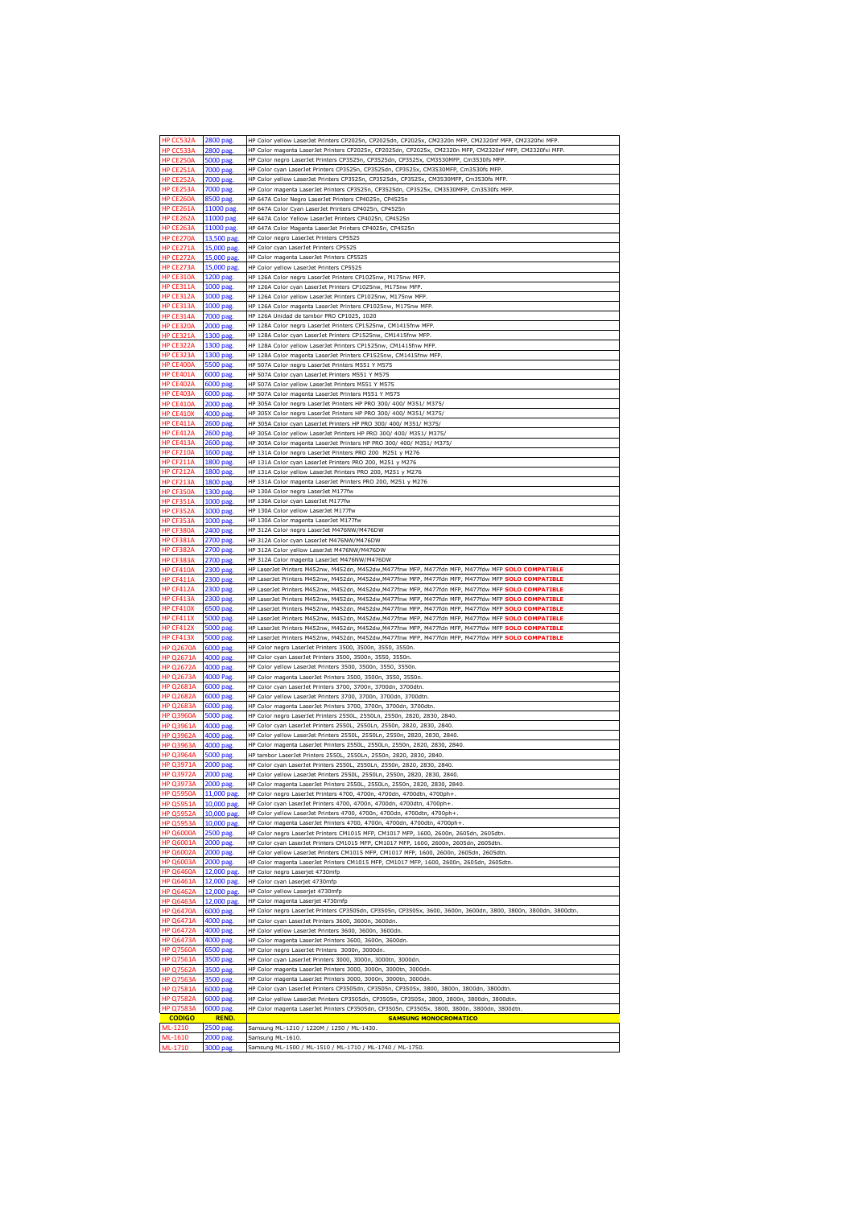| | | |
|---|---|---|
| HP CC532A | 2800 pag. | HP Color yellow LaserJet Printers CP2025n, CP2025dn, CP2025x, CM2320n MFP, CM2320nf MFP, CM2320fxi MFP. |
| HP CC533A | 2800 pag. | HP Color magenta LaserJet Printers CP2025n, CP2025dn, CP2025x, CM2320n MFP, CM2320nf MFP, CM2320fxi MFP. |
| HP CE250A | 5000 pag. | HP Color negro LaserJet Printers CP3525n, CP3525dn, CP3525x, CM3530MFP, Cm3530fs MFP. |
| HP CE251A | 7000 pag. | HP Color cyan LaserJet Printers CP3525n, CP3525dn, CP3525x, CM3530MFP, Cm3530fs MFP. |
| HP CE252A | 7000 pag. | HP Color yellow LaserJet Printers CP3525n, CP3525dn, CP3525x, CM3530MFP, Cm3530fs MFP. |
| HP CE253A | 7000 pag. | HP Color magenta LaserJet Printers CP3525n, CP3525dn, CP3525x, CM3530MFP, Cm3530fs MFP. |
| HP CE260A | 8500 pag. | HP 647A Color Negro LaserJet Printers CP4025n, CP4525n |
| HP CE261A | 11000 pag. | HP 647A Color Cyan LaserJet Printers CP4025n, CP4525n |
| HP CE262A | 11000 pag. | HP 647A Color Yellow LaserJet Printers CP4025n, CP4525n |
| HP CE263A | 11000 pag. | HP 647A Color Magenta LaserJet Printers CP4025n, CP4525n |
| HP CE270A | 13,500 pag. | HP Color negro LaserJet Printers CP5525 |
| HP CE271A | 15,000 pag. | HP Color cyan LaserJet Printers CP5525 |
| HP CE272A | 15,000 pag. | HP Color magenta LaserJet Printers CP5525 |
| HP CE273A | 15,000 pag. | HP Color yellow LaserJet Printers CP5525 |
| HP CE310A | 1200 pag. | HP 126A Color negro LaserJet Printers CP1025nw, M175nw MFP. |
| HP CE311A | 1000 pag. | HP 126A Color cyan LaserJet Printers CP1025nw, M175nw MFP. |
| HP CE312A | 1000 pag. | HP 126A Color yellow LaserJet Printers CP1025nw, M175nw MFP. |
| HP CE313A | 1000 pag. | HP 126A Color magenta LaserJet Printers CP1025nw, M175nw MFP. |
| HP CE314A | 7000 pag. | HP 126A Unidad de tambor PRO CP1025, 1020 |
| HP CE320A | 2000 pag. | HP 128A Color negro LaserJet Printers CP1525nw, CM1415fnw MFP. |
| HP CE321A | 1300 pag. | HP 128A Color cyan LaserJet Printers CP1525nw, CM1415fnw MFP. |
| HP CE322A | 1300 pag. | HP 128A Color yellow LaserJet Printers CP1525nw, CM1415fnw MFP. |
| HP CE323A | 1300 pag. | HP 128A Color magenta LaserJet Printers CP1525nw, CM1415fnw MFP. |
| HP CE400A | 5500 pag. | HP 507A Color negro LaserJet Printers M551 Y M575 |
| HP CE401A | 6000 pag. | HP 507A Color cyan LaserJet Printers M551 Y M575 |
| HP CE402A | 6000 pag. | HP 507A Color yellow LaserJet Printers M551 Y M575 |
| HP CE403A | 6000 pag. | HP 507A Color magenta LaserJet Printers M551 Y M575 |
| HP CE410A | 2000 pag. | HP 305A Color negro LaserJet Printers HP PRO 300/ 400/ M351/ M375/ |
| HP CE410X | 4000 pag. | HP 305X Color negro LaserJet Printers HP PRO 300/ 400/ M351/ M375/ |
| HP CE411A | 2600 pag. | HP 305A Color cyan LaserJet Printers HP PRO 300/ 400/ M351/ M375/ |
| HP CE412A | 2600 pag. | HP 305A Color yellow LaserJet Printers HP PRO 300/ 400/ M351/ M375/ |
| HP CE413A | 2600 pag. | HP 305A Color magenta LaserJet Printers HP PRO 300/ 400/ M351/ M375/ |
| HP CF210A | 1600 pag. | HP 131A Color negro LaserJet Printers PRO 200 M251 y M276 |
| HP CF211A | 1800 pag. | HP 131A Color cyan LaserJet Printers PRO 200, M251 y M276 |
| HP CF212A | 1800 pag. | HP 131A Color yellow LaserJet Printers PRO 200, M251 y M276 |
| HP CF213A | 1800 pag. | HP 131A Color magenta LaserJet Printers PRO 200, M251 y M276 |
| HP CF350A | 1300 pag. | HP 130A Color negro LaserJet M177fw |
| HP CF351A | 1000 pag. | HP 130A Color cyan LaserJet M177fw |
| HP CF352A | 1000 pag. | HP 130A Color yellow LaserJet M177fw |
| HP CF353A | 1000 pag. | HP 130A Color magenta LaserJet M177fw |
| HP CF380A | 2400 pag. | HP 312A Color negro LaserJet M476NW/M476DW |
| HP CF381A | 2700 pag. | HP 312A Color cyan LaserJet M476NW/M476DW |
| HP CF382A | 2700 pag. | HP 312A Color yellow LaserJet M476NW/M476DW |
| HP CF383A | 2700 pag. | HP 312A Color magenta LaserJet M476NW/M476DW |
| HP CF410A | 2300 pag. | HP LaserJet Printers M452nw, M452dn, M452dw,M477fnw MFP, M477fdn MFP, M477fdw MFP **SOLO COMPATIBLE** |
| HP CF411A | 2300 pag. | HP LaserJet Printers M452nw, M452dn, M452dw,M477fnw MFP, M477fdn MFP, M477fdw MFP **SOLO COMPATIBLE** |
| HP CF412A | 2300 pag. | HP LaserJet Printers M452nw, M452dn, M452dw,M477fnw MFP, M477fdn MFP, M477fdw MFP **SOLO COMPATIBLE** |
| HP CF413A | 2300 pag. | HP LaserJet Printers M452nw, M452dn, M452dw,M477fnw MFP, M477fdn MFP, M477fdw MFP **SOLO COMPATIBLE** |
| HP CF410X | 6500 pag. | HP LaserJet Printers M452nw, M452dn, M452dw,M477fnw MFP, M477fdn MFP, M477fdw MFP **SOLO COMPATIBLE** |
| HP CF411X | 5000 pag. | HP LaserJet Printers M452nw, M452dn, M452dw,M477fnw MFP, M477fdn MFP, M477fdw MFP **SOLO COMPATIBLE** |
| HP CF412X | 5000 pag. | HP LaserJet Printers M452nw, M452dn, M452dw,M477fnw MFP, M477fdn MFP, M477fdw MFP **SOLO COMPATIBLE** |
| HP CF413X | 5000 pag. | HP LaserJet Printers M452nw, M452dn, M452dw,M477fnw MFP, M477fdn MFP, M477fdw MFP **SOLO COMPATIBLE** |
| HP Q2670A | 6000 pag. | HP Color negro LaserJet Printers 3500, 3500n, 3550, 3550n. |
| HP Q2671A | 4000 pag. | HP Color cyan LaserJet Printers 3500, 3500n, 3550, 3550n. |
| HP Q2672A | 4000 pag. | HP Color yellow LaserJet Printers 3500, 3500n, 3550, 3550n. |
| HP Q2673A | 4000 Pag. | HP Color magenta LaserJet Printers 3500, 3500n, 3550, 3550n. |
| HP Q2681A | 6000 pag. | HP Color cyan LaserJet Printers 3700, 3700n, 3700dn, 3700dtn. |
| HP Q2682A | 6000 pag. | HP Color yellow LaserJet Printers 3700, 3700n, 3700dn, 3700dtn. |
| HP Q2683A | 6000 pag. | HP Color magenta LaserJet Printers 3700, 3700n, 3700dn, 3700dtn. |
| HP Q3960A | 5000 pag. | HP Color negro LaserJet Printers 2550L, 2550Ln, 2550n, 2820, 2830, 2840. |
| HP Q3961A | 4000 pag. | HP Color cyan LaserJet Printers 2550L, 2550Ln, 2550n, 2820, 2830, 2840. |
| HP Q3962A | 4000 pag. | HP Color yellow LaserJet Printers 2550L, 2550Ln, 2550n, 2820, 2830, 2840. |
| HP Q3963A | 4000 pag. | HP Color magenta LaserJet Printers 2550L, 2550Ln, 2550n, 2820, 2830, 2840. |
| HP Q3964A | 5000 pag. | HP tambor LaserJet Printers 2550L, 2550Ln, 2550n, 2820, 2830, 2840. |
| HP Q3971A | 2000 pag. | HP Color cyan LaserJet Printers 2550L, 2550Ln, 2550n, 2820, 2830, 2840. |
| HP Q3972A | 2000 pag. | HP Color yellow LaserJet Printers 2550L, 2550Ln, 2550n, 2820, 2830, 2840. |
| HP Q3973A | 2000 pag. | HP Color magenta LaserJet Printers 2550L, 2550Ln, 2550n, 2820, 2830, 2840. |
| HP Q5950A | 11,000 pag. | HP Color negro LaserJet Printers 4700, 4700n, 4700dn, 4700dtn, 4700ph+. |
| HP Q5951A | 10,000 pag. | HP Color cyan LaserJet Printers 4700, 4700n, 4700dn, 4700dtn, 4700ph+. |
| HP Q5952A | 10,000 pag. | HP Color yellow LaserJet Printers 4700, 4700n, 4700dn, 4700dtn, 4700ph+. |
| HP Q5953A | 10,000 pag. | HP Color magenta LaserJet Printers 4700, 4700n, 4700dn, 4700dtn, 4700ph+. |
| HP Q6000A | 2500 pag. | HP Color negro LaserJet Printers CM1015 MFP, CM1017 MFP, 1600, 2600n, 2605dn, 2605dtn. |
| HP Q6001A | 2000 pag. | HP Color cyan LaserJet Printers CM1015 MFP, CM1017 MFP, 1600, 2600n, 2605dn, 2605dtn. |
| HP Q6002A | 2000 pag. | HP Color yellow LaserJet Printers CM1015 MFP, CM1017 MFP, 1600, 2600n, 2605dn, 2605dtn. |
| HP Q6003A | 2000 pag. | HP Color magenta LaserJet Printers CM1015 MFP, CM1017 MFP, 1600, 2600n, 2605dn, 2605dtn. |
| HP Q6460A | 12,000 pag. | HP Color negro Laserjet 4730mfp |
| HP Q6461A | 12,000 pag. | HP Color cyan Laserjet 4730mfp |
| HP Q6462A | 12,000 pag. | HP Color yellow Laserjet 4730mfp |
| HP Q6463A | 12,000 pag. | HP Color magenta Laserjet 4730mfp |
| HP Q6470A | 6000 pag. | HP Color negro LaserJet Printers CP3505dn, CP3505n, CP3505x, 3600, 3600n, 3600dn, 3800, 3800n, 3800dn, 3800dtn. |
| HP Q6471A | 4000 pag. | HP Color cyan LaserJet Printers 3600, 3600n, 3600dn. |
| HP Q6472A | 4000 pag. | HP Color yellow LaserJet Printers 3600, 3600n, 3600dn. |
| HP Q6473A | 4000 pag. | HP Color magenta LaserJet Printers 3600, 3600n, 3600dn. |
| HP Q7560A | 6500 pag. | HP Color negro LaserJet Printers 3000n, 3000dn. |
| HP Q7561A | 3500 pag. | HP Color cyan LaserJet Printers 3000, 3000n, 3000tn, 3000dn. |
| HP Q7562A | 3500 pag. | HP Color magenta LaserJet Printers 3000, 3000n, 3000tn, 3000dn. |
| HP Q7563A | 3500 pag. | HP Color magenta LaserJet Printers 3000, 3000n, 3000tn, 3000dn. |
| HP Q7581A | 6000 pag. | HP Color cyan LaserJet Printers CP3505dn, CP3505n, CP3505x, 3800, 3800n, 3800dn, 3800dtn. |
| HP Q7582A | 6000 pag. | HP Color yellow LaserJet Printers CP3505dn, CP3505n, CP3505x, 3800, 3800n, 3800dn, 3800dtn. |
| HP Q7583A | 6000 pag. | HP Color magenta LaserJet Printers CP3505dn, CP3505n, CP3505x, 3800, 3800n, 3800dn, 3800dtn. |
| **CODIGO** | **REND.** | **SAMSUNG MONOCROMATICO** |
| ML-1210 | 2500 pag. | Samsung ML-1210 / 1220M / 1250 / ML-1430. |
| ML-1610 | 2000 pag. | Samsung ML-1610. |
| ML-1710 | 3000 pag. | Samsung ML-1500 / ML-1510 / ML-1710 / ML-1740 / ML-1750. |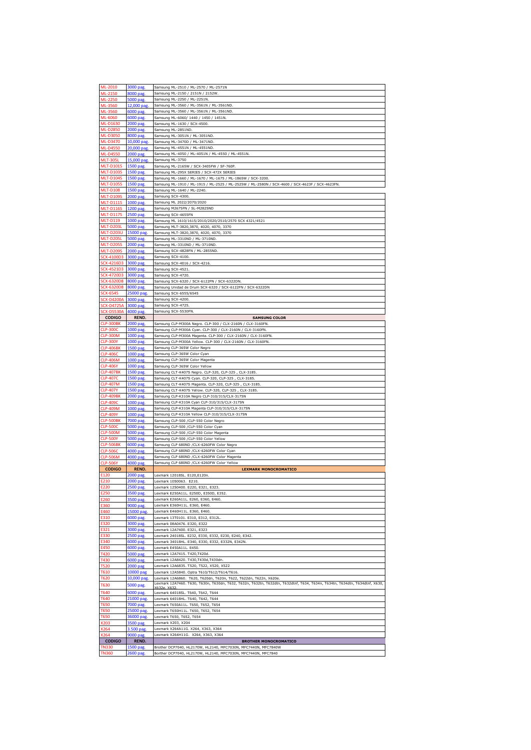| | | |
|---|---|---|
| ML-2010 | 3000 pag. | Samsung ML-2510 / ML-2570 / ML-2571N |
| ML-2150 | 8000 pag. | Samsung ML-2150 / 2151N / 2152W. |
| ML-2250 | 5000 pag. | Samsung ML-2250 / ML-2251N. |
| ML-3560 | 12,000 pag. | Samsung ML-3560 / ML-3561N / ML-3561ND. |
| ML-3560 | 6000 pag. | Samsung ML-3560 / ML-3561N / ML-3561ND. |
| ML-6060 | 6000 pag. | Samsung ML-6060/ 1440 / 1450 / 1451N. |
| ML-D1630 | 2000 pag. | Samsung ML-1630 / SCX-4500. |
| ML-D2850 | 2000 pag. | Samsung ML-2851ND. |
| ML-D3050 | 8000 pag. | Samsung ML-3051N / ML-3051ND. |
| ML-D3470 | 10,000 pag. | Samsung ML-3470D / ML-3471ND. |
| ML-D4550 | 20,000 pag. | Samsung ML-4551N / ML-4551ND. |
| ML-D4550 | 2000 pag. | Samsung ML-4050 / ML-4051N / ML-4550 / ML-4551N. |
| MLT-305L | 15,000 pag. | Samsung ML-3750 |
| MLT-D101S | 1500 pag. | Samsung ML-2165W / SCX-3405FW / SF-760P. |
| MLT-D103S | 1500 pag. | Samsung ML-295X SERIES / SCX-472X SERIES |
| MLT-D104S | 1500 pag. | Samsung ML-1660 / ML-1670 / ML-1675 / ML-1865W / SCX-3200. |
| MLT-D105S | 1500 pag. | Samsung ML-1910 / ML-1915 / ML-2525 / ML-2525W / ML-2580N / SCX-4600 / SCX-4623F / SCX-4623FN. |
| MLT-D108 | 1500 pag. | Samsung ML-1640 / ML-2240. |
| MLT-D109S | 2000 pag. | Samsung SCX-4300. |
| MLT-D111S | 1000 pag. | Samsung ML 2022/2070/2020 |
| MLT-D116S | 1200 pag. | Samsung M2675FN / SL-M2825ND |
| MLT-D117S | 2500 pag. | Samsung SCX-4655FN |
| MLT-D119 | 1000 pag. | Samsung ML 1610/1615/2010/2020/2510/2570 SCX 4321/4521 |
| MLT-D203L | 5000 pag. | Samsung MLT-3820,3870, 4020, 4070, 3370 |
| MLT-D203U | 15000 pag. | Samsung MLT-3820,3870, 4020, 4070, 3370 |
| MLT-D205L | 5000 pag. | Samsung ML-3310ND / ML-3710ND. |
| MLT-D205S | 2000 pag. | Samsung ML-3310ND / ML-3710ND. |
| MLT-D209S | 2000 pag. | Samsung SCX-4828FN / ML-2855ND. |
| SCX-4100D3 | 3000 pag. | Samsung SCX-4100. |
| SCX-4216D3 | 3000 pag. | Samsung SCX-4016 / SCX-4216. |
| SCX-4521D3 | 3000 pag. | Samsung SCX-4521. |
| SCX-4720D3 | 3000 pag. | Samsung SCX-4720. |
| SCX-6320D8 | 8000 pag. | Samsung SCX-6320 / SCX-6122FN / SCX-6322DN. |
| SCX-6320D8 | 8000 pag. | Samsung Unidad de Drum SCX-6320 / SCX-6122FN / SCX-6322DN |
| SCX-6545 | 25000 pag. | Samsung SCX-6555/6545 |
| SCX-D4200A | 3000 pag. | Samsung SCX-4200. |
| SCX-D4725A | 3000 pag. | Samsung SCX-4725. |
| SCX-D5530A | 4000 pag. | Samsung SCX-5530FN. |
| **CODIGO** | **REND.** | **SAMSUNG COLOR** |
| CLP-300BK | 2000 pag. | Samsung CLP-M300A Negro. CLP-300 / CLX-2160N / CLX-3160FN. |
| CLP-300C | 1000 pag. | Samsung CLP-M300A Cyan. CLP-300 / CLX-2160N / CLX-3160FN. |
| CLP-300M | 1000 pag. | Samsung CLP-M300A Magenta. CLP-300 / CLX-2160N / CLX-3160FN. |
| CLP-300Y | 1000 pag. | Samsung CLP-M300A Yellow. CLP-300 / CLX-2160N / CLX-3160FN. |
| CLP-406BK | 1500 pag. | Samsung CLP-365W Color Negro |
| CLP-406C | 1000 pag. | Samsung CLP-365W Color Cyan |
| CLP-406M | 1000 pag. | Samsung CLP-365W Color Magenta |
| CLP-406Y | 1000 pag. | Samsung CLP-365W Color Yellow |
| CLP-407BK | 1500 pag. | Samsung CLT-K407S Negro. CLP-320, CLP-325 , CLX-3185. |
| CLP-407C | 1500 pag. | Samsung CLT-K407S Cyan. CLP-320, CLP-325 , CLX-3185. |
| CLP-407M | 1500 pag. | Samsung CLT-K407S Magenta. CLP-320, CLP-325 , CLX-3185. |
| CLP-407Y | 1500 pag. | Samsung CLT-K407S Yellow. CLP-320, CLP-325 , CLX-3185. |
| CLP-409BK | 2000 pag. | Samsung CLP-K310A Negro CLP-310/315/CLX-3175N |
| CLP-409C | 1000 pag. | Samsung CLP-K310A Cyan CLP-310/315/CLX-3175N |
| CLP-409M | 1000 pag. | Samsung CLP-K310A Magenta CLP-310/315/CLX-3175N |
| CLP-409Y | 1000 pag. | Samsung CLP-K310A Yellow CLP-310/315/CLX-3175N |
| CLP-500BK | 7000 pag. | Samsung CLP-500 /CLP-550 Color Negro |
| CLP-500C | 5000 pag. | Samsung CLP-500 /CLP-550 Color Cyan |
| CLP-500M | 5000 pag. | Samsung CLP-500 /CLP-550 Color Magenta |
| CLP-500Y | 5000 pag. | Samsung CLP-500 /CLP-550 Color Yellow |
| CLP-506BK | 6000 pag. | Samsung CLP 680ND /CLX-6260FW Color Negro |
| CLP-506C | 4000 pag. | Samsung CLP 680ND /CLX-6260FW Color Cyan |
| CLP-506M | 4000 pag. | Samsung CLP 680ND /CLX-6260FW Color Magenta |
| CLP-506Y | 4000 pag. | Samsung CLP 680ND /CLX-6260FW Color Yellow |
| **CODIGO** | **REND.** | **LEXMARK MONOCROMATICO** |
| E120 | 2000 pag. | Lexmark 12018SL. E120,E120n. |
| E210 | 2000 pag. | Lexmark 10S0063. E210. |
| E220 | 2500 pag. | Lexmark 12S0400. E220, E321, E323. |
| E250 | 3500 pag. | Lexmark E250A11L. E250D, E350D, E352. |
| E260 | 3500 pag. | Lexmark E260A11L. E260, E360, E460. |
| E360 | 9000 pag. | Lexmark E360H11L. E360, E460. |
| E460 | 15000 pag. | Lexmark E460H11L. E360, E460. |
| E310 | 6000 pag. | Lexmark 13T0101. E310, E312, E312L. |
| E320 | 3000 pag. | Lexmark 08A0476. E320, E322 |
| E321 | 3000 pag. | Lexmark 12A7400. E321, E323 |
| E330 | 2500 pag. | Lexmark 24018SL. E232, E330, E332, E230, E240, E342. |
| E340 | 6000 pag. | Lexmark 34018HL. E340, E330, E332, E332N, E342N. |
| E450 | 6000 pag. | Lexmark E450A11L. E450. |
| T420 | 5000 pag. | Lexmark 12A7415. T420,T420d. |
| T430 | 6000 pag. | Lexmark 12A8420. T430,T430d,T430dn. |
| T520 | 2000 pag | Lexmark 12A6835. T520, T522, X520, X522 |
| T610 | 10000 pag | Lexmark 12A5840. Optra T610/T612/T614/T616. |
| T620 | 10,000 pag. | Lexmark 12A6860. T620, T620dn, T620n, T622, T622dn, T622n, X620e. |
| T630 | 5000 pag. | Lexmark 12A7460. T630, T630n, T630dn, T632, T632n, T632tn, T632dtn, T632dtnf, T634, T634n, T634tn, T634dtn, T634dtnf, X630, X632e, X632. |
| T640 | 6000 pag. | Lexmark 64018SL. T640, T642, T644 |
| T640 | 21000 pag. | Lexmark 64018HL. T640, T642, T644 |
| T650 | 7000 pag. | Lexmark T650A11L. T650, T652, T654 |
| T650 | 25000 pag. | Lexmark T650H11L. T650, T652, T654 |
| T650 | 36000 pag. | Lexmark T650, T652, T654 |
| X203 | 3500 pag. | Lexmark X203, X204 |
| X264 | 3.500 pag. | Lexmark X264A11G. X264, X363, X364 |
| X264 | 9000 pag. | Lexmark X264H11G. X264, X363, X364 |
| **CODIGO** | **REND.** | **BROTHER MONOCROMATICO** |
| TN330 | 1500 pag. | Brother DCP7040, HL2170W, HL2140, MFC7030N, MFC7440N, MFC7840W |
| TN360 | 2600 pag. | Borther DCP7040, HL2170W, HL2140, MFC7030N, MFC7440N, MFC7840 |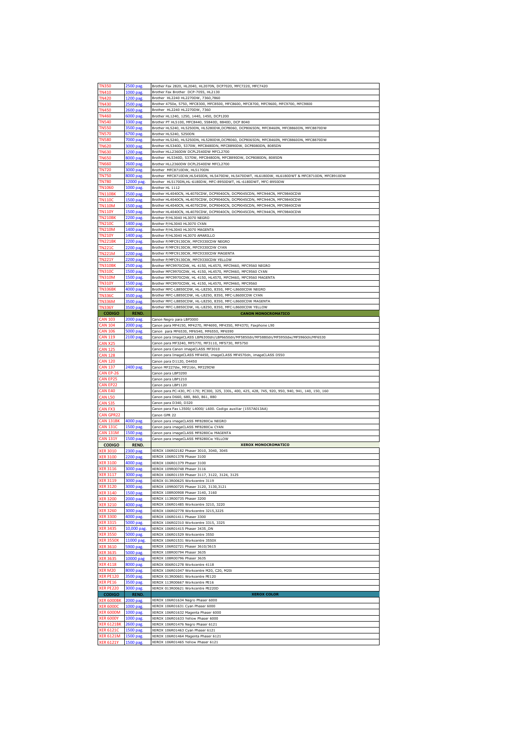| | | |
|---|---|---|
| TN350 | 2500 pag. | Brother Fax 2820, HL2040, HL2070N, DCP7020, MFC7220, MFC7420 |
| TN410 | 1000 pag. | Brother Fax Brother DCP-7055, HL2130 |
| TN420 | 1200 pag. | Brother HL2240 HL2270DW, 7360,7860 |
| TN430 | 2500 pag. | Brother 4750e, 5750, MFC8300, MFC8500, MFC8600, MFC8700, MFC9600, MFC9700, MFC9800 |
| TN450 | 2600 pag. | Brother HL2240 HL2270DW, 7360 |
| TN460 | 6000 pag. | Brother HL1240, 1250, 1440, 1450, DCP1200 |
| TN540 | 3300 pag | Brother PT HL5100, MFC8440, 55840D, 8840D, DCP 8040 |
| TN550 | 3500 pag. | Brother HL5240, HL5250DN, HL5280DW,DCP8060, DCP8065DN, MFC8460N, MFC8860DN, MFC8870DW |
| TN570 | 6700 pag. | Brother HL5240, 5250DN |
| TN580 | 7000 pag. | Brother HL5240, HL5250DN, HL5280DW,DCP8060, DCP8065DN, MFC8460N, MFC8860DN, MFC8870DW |
| TN620 | 3000 pag. | Brother HL5340D, 5370W, MFC8480DN, MFC8890DW, DCP8080DN, 8085DN |
| TN630 | 1200 pag. | Brother HLL2360DW DCPL2540DW MFCL2700 |
| TN650 | 8000 pag. | Brother HL5340D, 5370W, MFC8480DN, MFC8890DW, DCP8080DN, 8085DN |
| TN660 | 2600 pag. | Brother HLL2360DW DCPL2540DW MFCL2700 |
| TN720 | 3000 pag. | Brother MFC8710DW, HL5170DN |
| TN750 | 8000 pag. | Brother MFC8710DW,HL5450DN, HL5470DW, HL5470DWT, HL6180DW, HL6180DWT & MFC8710DN, MFC8910DW |
| TN780 | 12000 pag. | Brother HL5170DN,HL-6180DW, MFC-8950DWT, HL-6180DWT, MFC-8950DW |
| TN1060 | 1000 pag. | Brother HL 1112 |
| TN110BK | 2500 pag. | Brother HL4040CN, HL4070CDW, DCP9040CN, DCP9045CDN, MFC944CN, MFC9840CDW |
| TN110C | 1500 pag. | Brother HL4040CN, HL4070CDW, DCP9040CN, DCP9045CDN, MFC944CN, MFC9840CDW |
| TN110M | 1500 pag. | Brother HL4040CN, HL4070CDW, DCP9040CN, DCP9045CDN, MFC944CN, MFC9840CDW |
| TN110Y | 1500 pag. | Brother HL4040CN, HL4070CDW, DCP9040CN, DCP9045CDN, MFC944CN, MFC9840CDW |
| TN210BK | 2200 pag. | Brother P/HL3040 HL3070 NEGRO |
| TN210C | 1400 pag. | Brother P/HL3040 HL3070 CYAN |
| TN210M | 1400 pag. | Brother P/HL3040 HL3070 MAGENTA |
| TN210Y | 1400 pag. | Brother P/HL3040 HL3070 AMARILLO |
| TN221BK | 2200 pag. | Brother P/MFC9130CW, MFC9330CDW NEGRO |
| TN221C | 2200 pag. | Brother P/MFC9130CW, MFC9330CDW CYAN |
| TN221M | 2200 pag. | Brother P/MFC9130CW, MFC9330CDW MAGENTA |
| TN221Y | 2200 pag. | Brother P/MFC9130CW, MFC9330CDW YELLOW |
| TN310BK | 2500 pag. | Brother MFC9970CDW, HL 4150, HL4570, MFC9460, MFC9560 NEGRO |
| TN310C | 1500 pag. | Brother MFC9970CDW, HL 4150, HL4570, MFC9460, MFC9560 CYAN |
| TN310M | 1500 pag. | Brother MFC9970CDW, HL 4150, HL4570, MFC9460, MFC9560 MAGENTA |
| TN310Y | 1500 pag. | Brother MFC9970CDW, HL 4150, HL4570, MFC9460, MFC9560 |
| TN336BK | 4000 pag. | Brother MFC-L8850CDW, HL-L8250, 8350, MFC-L8600CDW NEGRO |
| TN336C | 3500 pag. | Brother MFC-L8850CDW, HL-L8250, 8350, MFC-L8600CDW CYAN |
| TN336M | 3500 pag. | Brother MFC-L8850CDW, HL-L8250, 8350, MFC-L8600CDW MAGENTA |
| TN336Y | 3500 pag. | Brother MFC-L8850CDW, HL-L8250, 8350, MFC-L8600CDW YELLOW |
| **CODIGO** | **REND.** | **CANON MONOCROMATICO** |
| CAN 103 | 2000 pag. | Canon Negro para LBP3000 |
| CAN 104 | 2000 pag. | Canon para MF4150, MF4270, MF4690, MF4350, MF4370; Faxphone L90 |
| CAN 106 | 5000 pag. | Canon para MF6530, MF6540, MF6550, MF6590 |
| CAN 119 | 2100 pag. | Canon para ImageCLASS LBP6300dn/LBP6650dn/MF5850dn/MF5880dn/MF5950dw/MF5960dn/MF6530 |
| CAN X25 | | Canon para MF3240, MF5770, MF3110, MF5730, MF5750 |
| CAN 125 | | Canon para Canon imageCLASS MF3010 |
| CAN 128 | | Canon para ImageCLASS MF4450, imageCLASS MF4570dn, imageCLASS D550 |
| CAN 120 | | Canon para D1120, D4450 |
| CAN 137 | 2400 pag. | Canon MF227dw, MF216n, MF229DW |
| CAN EP-26 | | Canon para LBP3200 |
| CAN EP25 | | Canon para LBP1210 |
| CAN EP22 | | Canon para LBP1120 |
| CAN E40 | | Canon para PC-430, PC-170; PC300, 325, 330L, 400, 425, 428, 745, 920, 950, 940, 941, 140, 150, 160 |
| CAN L50 | | Canon para D660, 680, 860, 861, 880 |
| CAN S35 | | Canon para D340, D320 |
| CAN FX3 | | Canon para Fax L3500/ L4000/ L600. Codigo auxiliar (1557A013AA) |
| CAN GPR22 | | Canon GPR 22 |
| CAN 131BK | 4000 pag. | Canon para imageCLASS MF8280Cw NEGRO |
| CAN 131C | 1500 pag. | Canon para imageCLASS MF8280Cw CYAN |
| CAN 131M | 1500 pag. | Canon para imageCLASS MF8280Cw MAGENTA |
| CAN 131Y | 1500 pag. | Canon para imageCLASS MF8280Cw YELLOW |
| **CODIGO** | **REND.** | **XEROX MONOCROMATICO** |
| XER 3010 | 2300 pag. | XEROX 106R02182 Phaser 3010, 3040, 3045 |
| XER 3100 | 2200 pag. | XEROX 106R01378 Phaser 3100 |
| XER 3100 | 4000 pag. | XEROX 106R01379 Phaser 3100 |
| XER 3116 | 3000 pag. | XEROX 109R00748 Phaser 3116 |
| XER 3117 | 3000 pag. | XEROX 106R01159 Phaser 3117, 3122, 3124, 3125 |
| XER 3119 | 3000 pag. | XEROX 013R00625 Workcentre 3119 |
| XER 3120 | 3000 pag. | XEROX 109R00725 Phaser 3120, 3130,3121 |
| XER 3140 | 1500 pag. | XEROX 108R00908 Phaser 3140, 3160 |
| XER 3200 | 2000 pag. | XEROX 113R00735 Phaser 3200 |
| XER 3210 | 4000 pag. | XEROX 106R01485 Workcentre 3210, 3220 |
| XER 3260 | 3000 pag. | XEROX 106R02778 Workcentre 3215,3225 |
| XER 3300 | 4000 pag. | XEROX 106R01411 Phaser 3300 |
| XER 3315 | 5000 pag. | XEROX 106R02310 Workcentre 3315, 3325 |
| XER 3435 | 10,000 pag. | XEROX 106R01415 Phaser 3435_DN |
| XER 3550 | 5000 pag. | XEROX 106R01529 Workcentre 3550 |
| XER 3550X | 11000 pag. | XEROX 106R01531 Workcentre 3550X |
| XER 3610 | 5900 pag. | XEROX 106R02721 Phaser 3610/3615 |
| XER 3635 | 5000 pag. | XEROX 108R00794 Phaser 3635 |
| XER 3635 | 10000 pag | XEROX 108R00796 Phaser 3635 |
| XER 4118 | 8000 pag. | XEROX 006R01278 Workcentre 4118 |
| XER M20 | 8000 pag. | XEROX 106R01047 Workcentre M20, C20, M20i |
| XER PE120 | 3500 pag. | XEROX 013R00601 Workcentre PE120 |
| XER PE16 | 3500 pag. | XEROX 113R00667 Workcentre PE16 |
| XER PE220 | 3000 pag. | XEROX 013R00621 Workcentre PE220D |
| **CODIGO** | **REND.** | **XEROX COLOR** |
| XER 6000BK | 2000 pag. | XEROX 106R01634 Negro Phaser 6000 |
| XER 6000C | 1000 pag. | XEROX 106R01631 Cyan Phaser 6000 |
| XER 6000M | 1000 pag. | XEROX 106R01632 Magenta Phaser 6000 |
| XER 6000Y | 1000 pag. | XEROX 106R01633 Yellow Phaser 6000 |
| XER 6121BK | 2600 pag. | XEROX 106R01476 Negro Phaser 6121 |
| XER 6121C | 1500 pag. | XEROX 106R01463 Cyan Phaser 6121 |
| XER 6121M | 1500 pag. | XEROX 106R01464 Magenta Phaser 6121 |
| XER 6121Y | 1500 pag. | XEROX 106R01465 Yellow Phaser 6121 |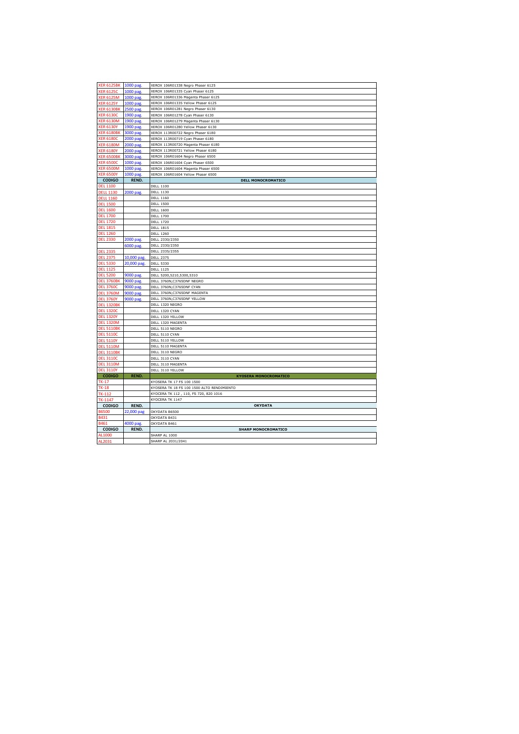| | | |
|---|---|---|
| XER 6125BK | 1000 pag. | XEROX 106R01338 Negro Phaser 6125 |
| XER 6125C | 1000 pag. | XEROX 106R01335 Cyan Phaser 6125 |
| XER 6125M | 1000 pag. | XEROX 106R01336 Magenta Phaser 6125 |
| XER 6125Y | 1000 pag. | XEROX 106R01335 Yellow Phaser 6125 |
| XER 6130BK | 2500 pag. | XEROX 106R01281 Negro Phaser 6130 |
| XER 6130C | 1900 pag. | XEROX 106R01278 Cyan Phaser 6130 |
| XER 6130M | 1900 pag. | XEROX 106R01279 Magenta Phaser 6130 |
| XER 6130Y | 1900 pag. | XEROX 106R01280 Yellow Phaser 6130 |
| XER 6180BK | 3000 pag. | XEROX 113R00722 Negro Phaser 6180 |
| XER 6180C | 2000 pag. | XEROX 113R00719 Cyan Phaser 6180 |
| XER 6180M | 2000 pag. | XEROX 113R00720 Magenta Phaser 6180 |
| XER 6180Y | 2000 pag. | XEROX 113R00721 Yellow Phaser 6180 |
| XER 6500BK | 3000 pag. | XEROX 106R01604 Negro Phaser 6500 |
| XER 6500C | 1000 pag. | XEROX 106R01604 Cyan Phaser 6500 |
| XER 6500M | 1000 pag. | XEROX 106R01604 Magenta Phaser 6500 |
| XER 6500Y | 1000 pag. | XEROX 106R01604 Yellow Phaser 6500 |
| **CODIGO** | **REND.** | **DELL MONOCROMATICO** |
| DEL 1100 | | DELL 1100 |
| DELL 1130 | 2000 pag. | DELL 1130 |
| DELL 1160 | | DELL 1160 |
| DEL 1500 | | DELL 1500 |
| DEL 1600 | | DELL 1600 |
| DEL 1700 | | DELL 1700 |
| DEL 1720 | | DELL 1720 |
| DEL 1815 | | DELL 1815 |
| DEL 1260 | | DELL 1260 |
| DEL 2330 | 2000 pag. | DELL 2330/2350 |
| | 6000 pag. | DELL 2330/2350 |
| DEL 2335 | | DELL 2335/2355 |
| DEL 2375 | 10,000 pag. | DELL 2375 |
| DEL 5330 | 20,000 pag. | DELL 5330 |
| DEL 1125 | | DELL 1125 |
| DEL 5200 | 9000 pag. | DELL 5200,5210,5300,5310 |
| DEL 3760BK | 9000 pag. | DELL 3760N,C3765DNF NEGRO |
| DEL 3760C | 9000 pag. | DELL 3760N,C3765DNF CYAN |
| DEL 3760M | 9000 pag. | DELL 3760N,C3765DNF MAGENTA |
| DEL 3760Y | 9000 pag. | DELL 3760N,C3765DNF YELLOW |
| DEL 1320BK | | DELL 1320 NEGRO |
| DEL 1320C | | DELL 1320 CYAN |
| DEL 1320Y | | DELL 1320 YELLOW |
| DEL 1320M | | DELL 1320 MAGENTA |
| DEL 5110BK | | DELL 5110 NEGRO |
| DEL 5110C | | DELL 5110 CYAN |
| DEL 5110Y | | DELL 5110 YELLOW |
| DEL 5110M | | DELL 5110 MAGENTA |
| DEL 3110BK | | DELL 3110 NEGRO |
| DEL 3110C | | DELL 3110 CYAN |
| DEL 3110M | | DELL 3110 MAGENTA |
| DEL 3110Y | | DELL 3110 YELLOW |
| **CODIGO** | **REND.** | **KYOSERA MONOCROMATICO** |
| TK-17 | | KYOSERA TK 17 FS 100 1500 |
| TK-18 | | KYOSERA TK 18 FS 100 1500 ALTO RENDIMIENTO |
| TK-112 | | KYOCERA TK 112 , 110, FS 720, 820 1016 |
| TK-1147 | | KYOCERA TK 1147 |
| **CODIGO** | **REND.** | **OKYDATA** |
| B6500 | 22,000 pag | OKYDATA B6500 |
| B431 | | OKYDATA B431 |
| B461 | 4000 pag. | OKYDATA B461 |
| **CODIGO** | **REND.** | **SHARP MONOCROMATICO** |
| AL1000 | | SHARP AL 1000 |
| AL2031 | | SHARP AL 2031/2041 |